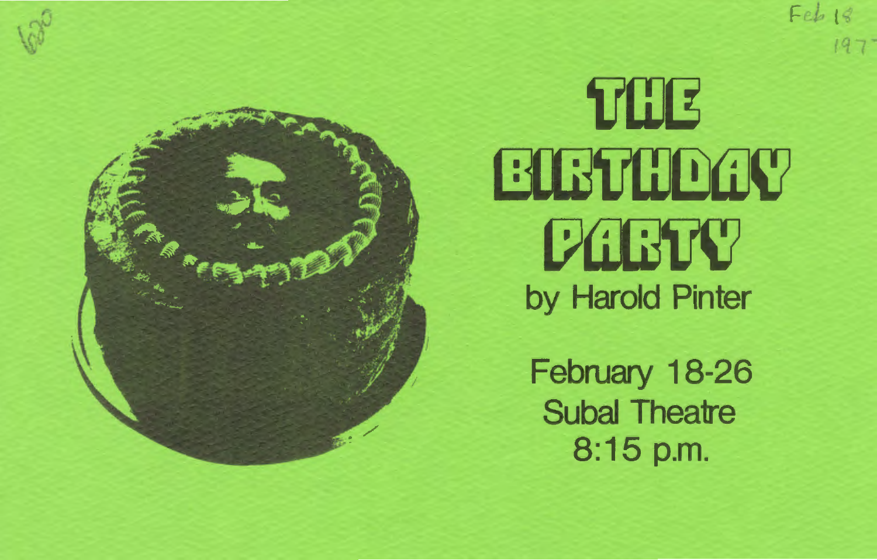# THE BIRTHDAY PARTY

by Harold Pinter

February 18-26
Subal Theatre
8:15 p.m.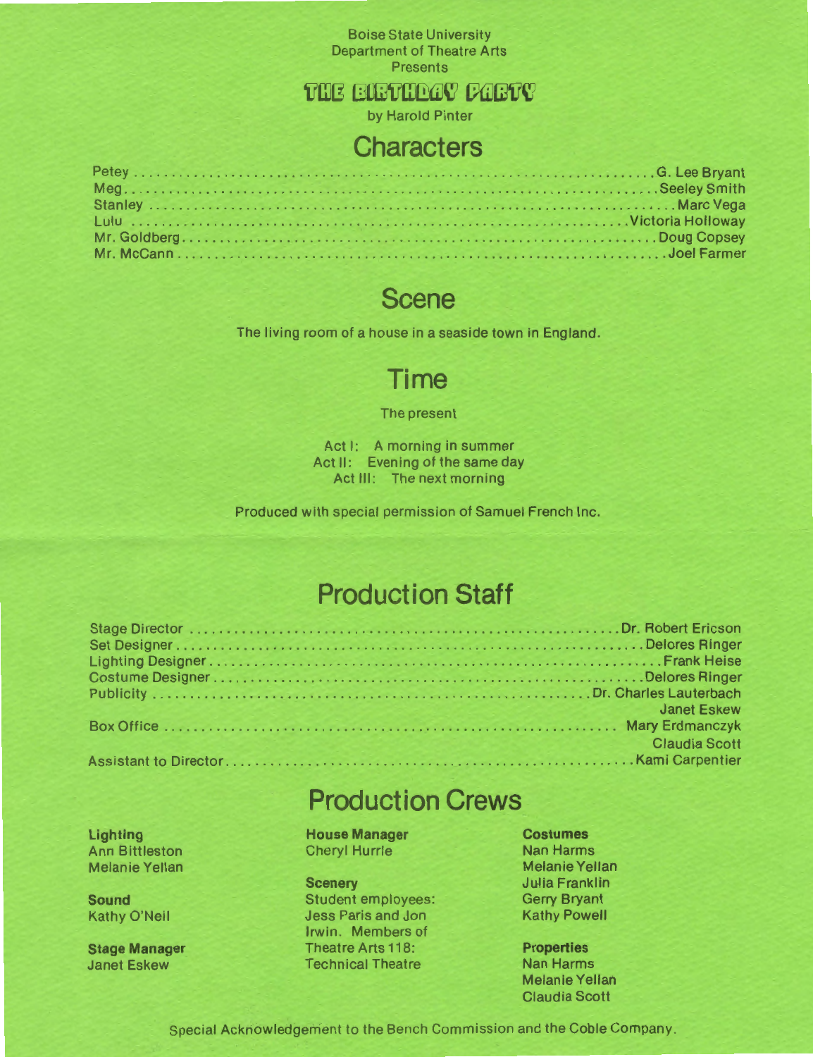Boise State University
Department of Theatre Arts
Presents

# THE BIRTHDAY PARTY

by Harold Pinter

## Characters

| | |
|---|---|
| Petey | G. Lee Bryant |
| Meg | Seeley Smith |
| Stanley | Marc Vega |
| Lulu | Victoria Holloway |
| Mr. Goldberg | Doug Copsey |
| Mr. McCann | Joel Farmer |

## Scene

The living room of a house in a seaside town in England.

## Time

The present

Act I: A morning in summer
Act II: Evening of the same day
Act III: The next morning

Produced with special permission of Samuel French Inc.

## Production Staff

| | |
|---|---|
| Stage Director | Dr. Robert Ericson |
| Set Designer | Delores Ringer |
| Lighting Designer | Frank Heise |
| Costume Designer | Delores Ringer |
| Publicity | Dr. Charles Lauterbach<br>Janet Eskew |
| Box Office | Mary Erdmanczyk<br>Claudia Scott |
| Assistant to Director | Kami Carpentier |

## Production Crews

**Lighting**
Ann Bittleston
Melanie Yellan

**Sound**
Kathy O'Neil

**Stage Manager**
Janet Eskew

**House Manager**
Cheryl Hurrle

**Scenery**
Student employees: Jess Paris and Jon Irwin. Members of Theatre Arts 118: Technical Theatre

**Costumes**
Nan Harms
Melanie Yellan
Julia Franklin
Gerry Bryant
Kathy Powell

**Properties**
Nan Harms
Melanie Yellan
Claudia Scott

Special Acknowledgement to the Bench Commission and the Coble Company.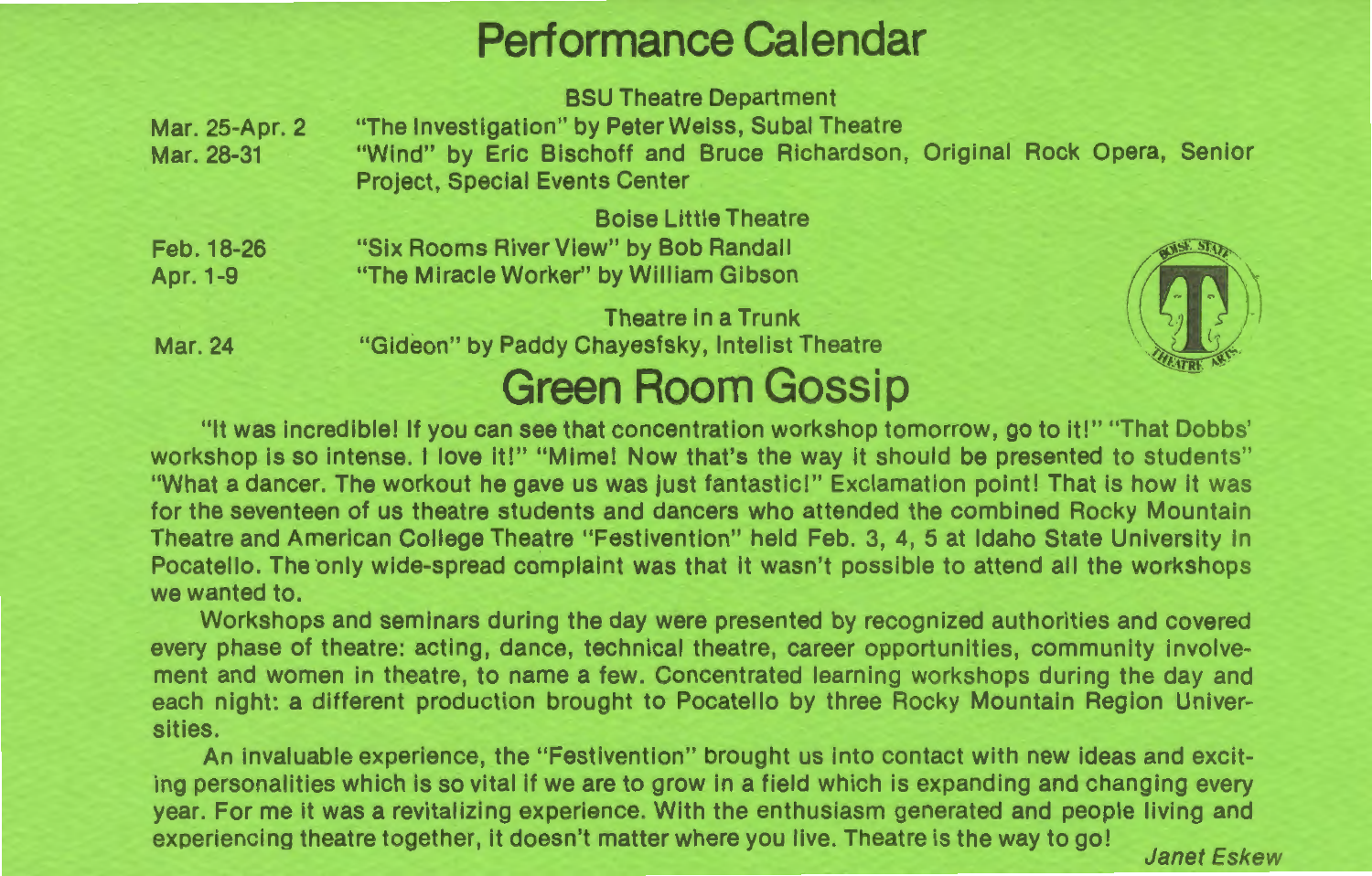# Performance Calendar

BSU Theatre Department

| | |
|---|---|
| Mar. 25-Apr. 2 | "The Investigation" by Peter Weiss, Subal Theatre |
| Mar. 28-31 | "Wind" by Eric Bischoff and Bruce Richardson, Original Rock Opera, Senior Project, Special Events Center |

Boise Little Theatre

| | |
|---|---|
| Feb. 18-26 | "Six Rooms River View" by Bob Randall |
| Apr. 1-9 | "The Miracle Worker" by William Gibson |

Theatre in a Trunk

| | |
|---|---|
| Mar. 24 | "Gideon" by Paddy Chayesfsky, Intelist Theatre |

# Green Room Gossip

"It was incredible! If you can see that concentration workshop tomorrow, go to it!" "That Dobbs' workshop is so intense. I love it!" "Mime! Now that's the way it should be presented to students" "What a dancer. The workout he gave us was just fantastic!" Exclamation point! That is how it was for the seventeen of us theatre students and dancers who attended the combined Rocky Mountain Theatre and American College Theatre "Festivention" held Feb. 3, 4, 5 at Idaho State University in Pocatello. The only wide-spread complaint was that it wasn't possible to attend all the workshops we wanted to.

Workshops and seminars during the day were presented by recognized authorities and covered every phase of theatre: acting, dance, technical theatre, career opportunities, community involvement and women in theatre, to name a few. Concentrated learning workshops during the day and each night: a different production brought to Pocatello by three Rocky Mountain Region Universities.

An invaluable experience, the "Festivention" brought us into contact with new ideas and exciting personalities which is so vital if we are to grow in a field which is expanding and changing every year. For me it was a revitalizing experience. With the enthusiasm generated and people living and experiencing theatre together, it doesn't matter where you live. Theatre is the way to go!

*Janet Eskew*